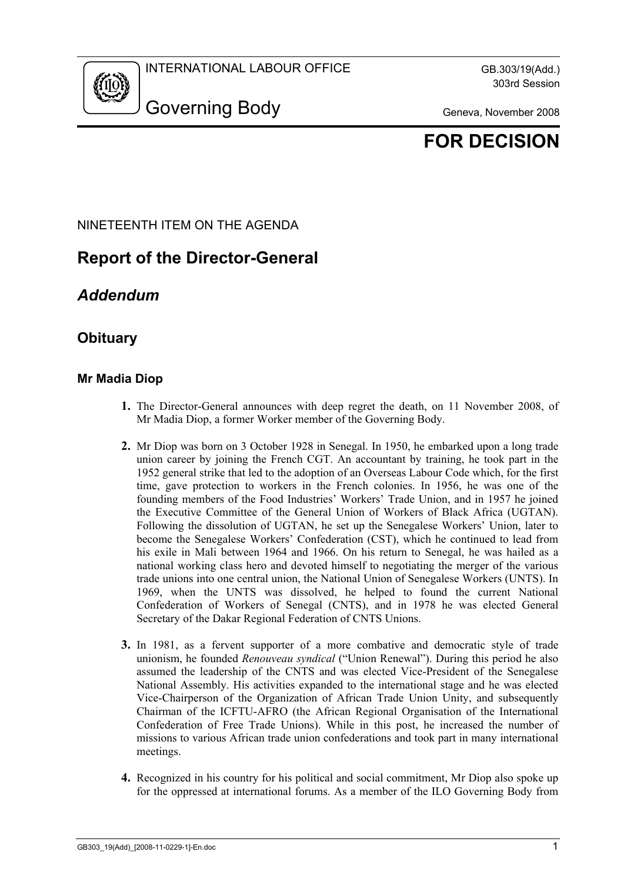INTERNATIONAL LABOUR OFFICE

# Governing Body

GB.303/19(Add.)
303rd Session

Geneva, November 2008

**FOR DECISION**

NINETEENTH ITEM ON THE AGENDA

## Report of the Director-General

## *Addendum*

### Obituary

#### Mr Madia Diop

**1.** The Director-General announces with deep regret the death, on 11 November 2008, of Mr Madia Diop, a former Worker member of the Governing Body.

**2.** Mr Diop was born on 3 October 1928 in Senegal. In 1950, he embarked upon a long trade union career by joining the French CGT. An accountant by training, he took part in the 1952 general strike that led to the adoption of an Overseas Labour Code which, for the first time, gave protection to workers in the French colonies. In 1956, he was one of the founding members of the Food Industries' Workers' Trade Union, and in 1957 he joined the Executive Committee of the General Union of Workers of Black Africa (UGTAN). Following the dissolution of UGTAN, he set up the Senegalese Workers' Union, later to become the Senegalese Workers' Confederation (CST), which he continued to lead from his exile in Mali between 1964 and 1966. On his return to Senegal, he was hailed as a national working class hero and devoted himself to negotiating the merger of the various trade unions into one central union, the National Union of Senegalese Workers (UNTS). In 1969, when the UNTS was dissolved, he helped to found the current National Confederation of Workers of Senegal (CNTS), and in 1978 he was elected General Secretary of the Dakar Regional Federation of CNTS Unions.

**3.** In 1981, as a fervent supporter of a more combative and democratic style of trade unionism, he founded *Renouveau syndical* ("Union Renewal"). During this period he also assumed the leadership of the CNTS and was elected Vice-President of the Senegalese National Assembly. His activities expanded to the international stage and he was elected Vice-Chairperson of the Organization of African Trade Union Unity, and subsequently Chairman of the ICFTU-AFRO (the African Regional Organisation of the International Confederation of Free Trade Unions). While in this post, he increased the number of missions to various African trade union confederations and took part in many international meetings.

**4.** Recognized in his country for his political and social commitment, Mr Diop also spoke up for the oppressed at international forums. As a member of the ILO Governing Body from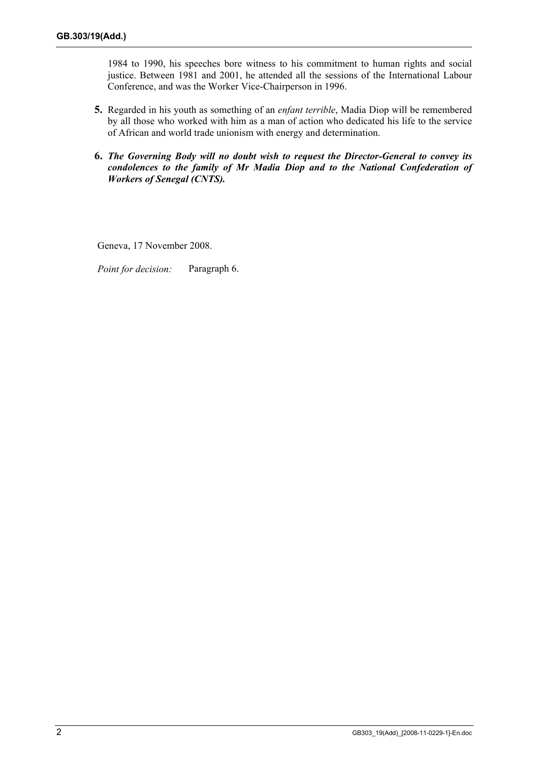1984 to 1990, his speeches bore witness to his commitment to human rights and social justice. Between 1981 and 2001, he attended all the sessions of the International Labour Conference, and was the Worker Vice-Chairperson in 1996.

**5.** Regarded in his youth as something of an *enfant terrible*, Madia Diop will be remembered by all those who worked with him as a man of action who dedicated his life to the service of African and world trade unionism with energy and determination.

**6.** ***The Governing Body will no doubt wish to request the Director-General to convey its condolences to the family of Mr Madia Diop and to the National Confederation of Workers of Senegal (CNTS).***

Geneva, 17 November 2008.

*Point for decision:* Paragraph 6.